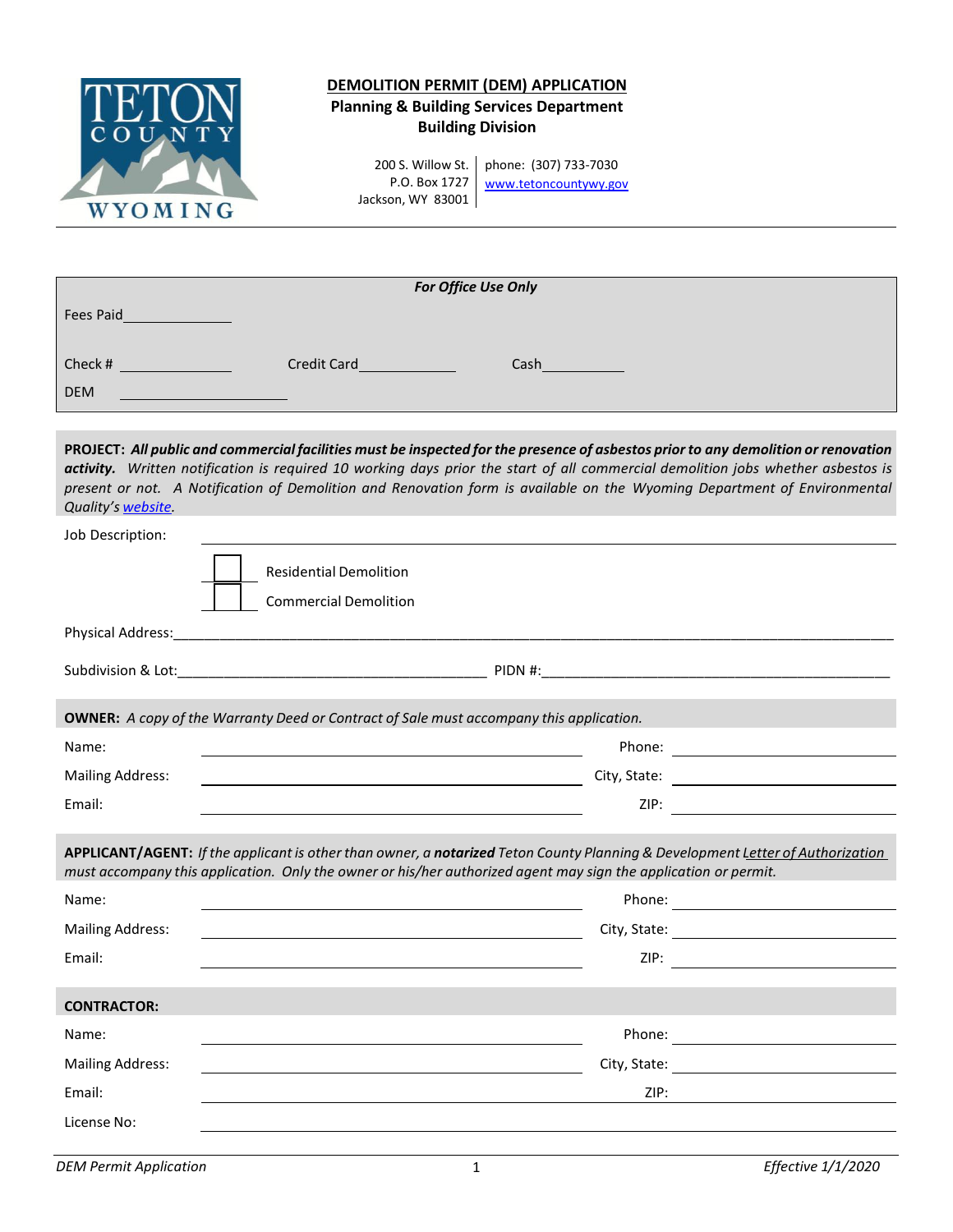# DEMOLITION PERMIT (DEM) APPLICATION

**Planning & Building Services Department**
**Building Division**

200 S. Willow St.
P.O. Box 1727
Jackson, WY 83001

phone: (307) 733-7030
www.tetoncountywy.gov

---

***For Office Use Only***

Fees Paid______________

Check # ______________ Credit Card______________ Cash____________

DEM ____________________

---

**PROJECT:** ***All public and commercial facilities must be inspected for the presence of asbestos prior to any demolition or renovation activity.*** *Written notification is required 10 working days prior the start of all commercial demolition jobs whether asbestos is present or not. A Notification of Demolition and Renovation form is available on the Wyoming Department of Environmental Quality's website.*

Job Description: ________________________________________

☐ Residential Demolition

☐ Commercial Demolition

Physical Address:________________________________________

Subdivision & Lot:________________________________________ PIDN #:________________________________________

**OWNER:** *A copy of the Warranty Deed or Contract of Sale must accompany this application.*

Name: ________________________ Phone: ________________________

Mailing Address: ________________________ City, State: ________________________

Email: ________________________ ZIP: ________________________

**APPLICANT/AGENT:** *If the applicant is other than owner, a* ***notarized*** *Teton County Planning & Development Letter of Authorization must accompany this application. Only the owner or his/her authorized agent may sign the application or permit.*

Name: ________________________ Phone: ________________________

Mailing Address: ________________________ City, State: ________________________

Email: ________________________ ZIP: ________________________

**CONTRACTOR:**

Name: ________________________ Phone: ________________________

Mailing Address: ________________________ City, State: ________________________

Email: ________________________ ZIP: ________________________

License No: ________________________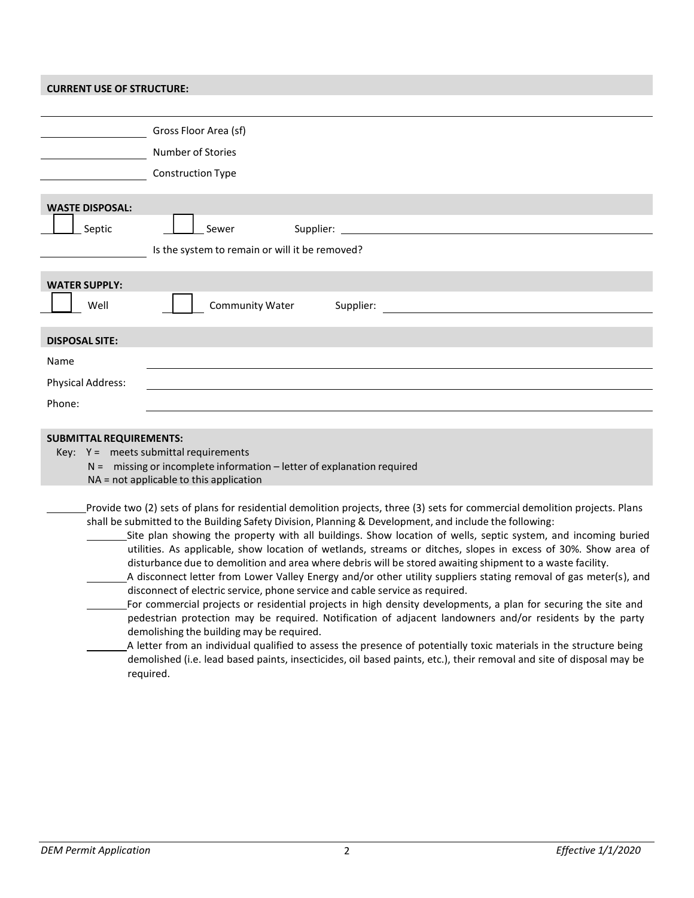**CURRENT USE OF STRUCTURE:**

_______________

_______________ Gross Floor Area (sf)

_______________ Number of Stories

_______________ Construction Type

**WASTE DISPOSAL:**

☐ Septic ☐ Sewer Supplier: _______________

_______________ Is the system to remain or will it be removed?

**WATER SUPPLY:**

☐ Well ☐ Community Water Supplier: _______________

**DISPOSAL SITE:**

Name _______________

Physical Address: _______________

Phone: _______________

**SUBMITTAL REQUIREMENTS:**

Key: Y = meets submittal requirements
N = missing or incomplete information – letter of explanation required
NA = not applicable to this application

_______ Provide two (2) sets of plans for residential demolition projects, three (3) sets for commercial demolition projects. Plans shall be submitted to the Building Safety Division, Planning & Development, and include the following:

- _______ Site plan showing the property with all buildings. Show location of wells, septic system, and incoming buried utilities. As applicable, show location of wetlands, streams or ditches, slopes in excess of 30%. Show area of disturbance due to demolition and area where debris will be stored awaiting shipment to a waste facility.
- _______ A disconnect letter from Lower Valley Energy and/or other utility suppliers stating removal of gas meter(s), and disconnect of electric service, phone service and cable service as required.
- _______ For commercial projects or residential projects in high density developments, a plan for securing the site and pedestrian protection may be required. Notification of adjacent landowners and/or residents by the party demolishing the building may be required.
- _______ A letter from an individual qualified to assess the presence of potentially toxic materials in the structure being demolished (i.e. lead based paints, insecticides, oil based paints, etc.), their removal and site of disposal may be required.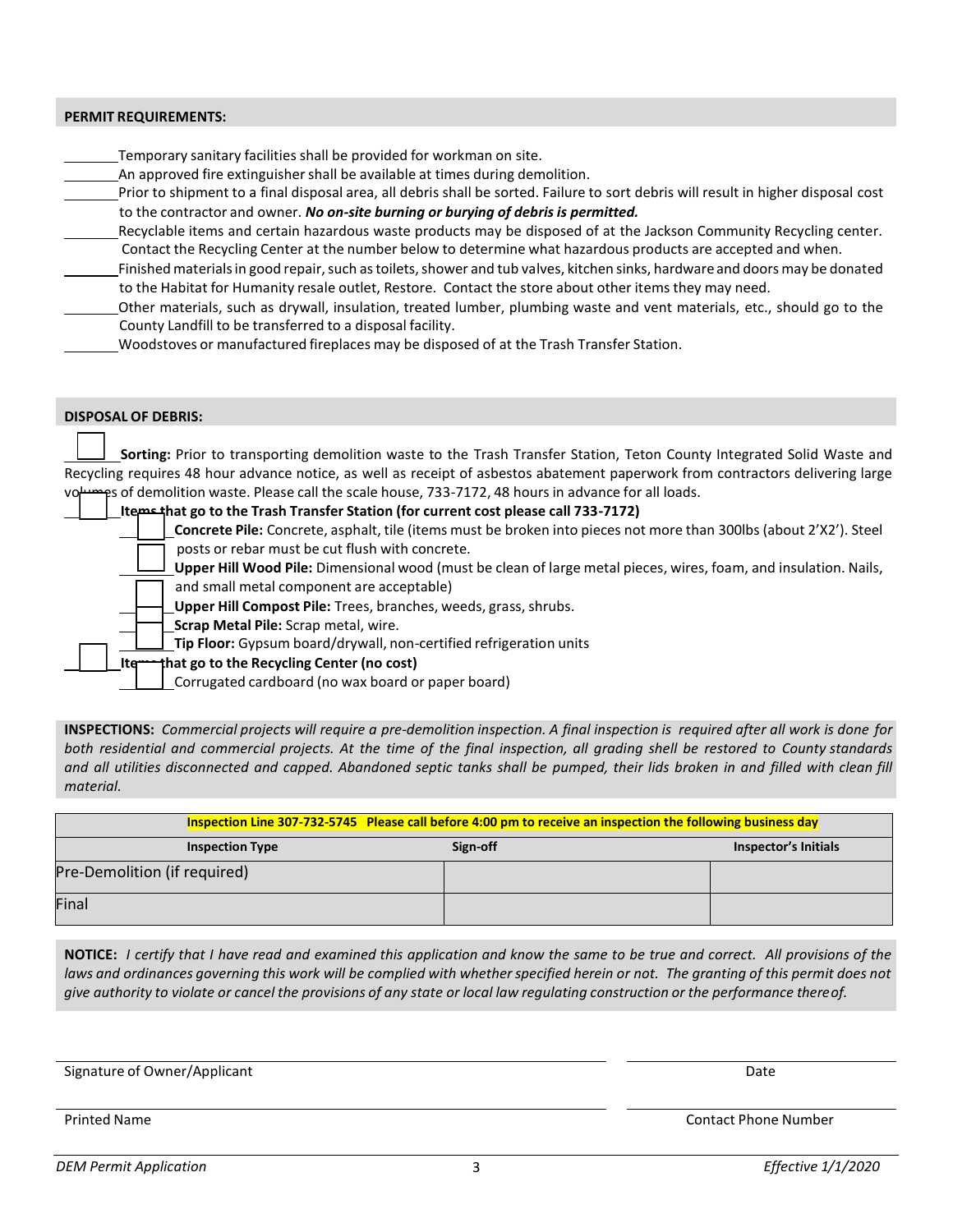**PERMIT REQUIREMENTS:**

\_\_\_\_\_\_\_\_Temporary sanitary facilities shall be provided for workman on site.

\_\_\_\_\_\_\_\_An approved fire extinguisher shall be available at times during demolition.

\_\_\_\_\_\_\_\_Prior to shipment to a final disposal area, all debris shall be sorted. Failure to sort debris will result in higher disposal cost to the contractor and owner. ***No on-site burning or burying of debris is permitted.***

\_\_\_\_\_\_\_\_Recyclable items and certain hazardous waste products may be disposed of at the Jackson Community Recycling center. Contact the Recycling Center at the number below to determine what hazardous products are accepted and when.

\_\_\_\_\_\_\_\_Finished materials in good repair, such as toilets, shower and tub valves, kitchen sinks, hardware and doors may be donated to the Habitat for Humanity resale outlet, Restore. Contact the store about other items they may need.

\_\_\_\_\_\_\_\_Other materials, such as drywall, insulation, treated lumber, plumbing waste and vent materials, etc., should go to the County Landfill to be transferred to a disposal facility.

\_\_\_\_\_\_\_\_Woodstoves or manufactured fireplaces may be disposed of at the Trash Transfer Station.

**DISPOSAL OF DEBRIS:**

☐ **Sorting:** Prior to transporting demolition waste to the Trash Transfer Station, Teton County Integrated Solid Waste and Recycling requires 48 hour advance notice, as well as receipt of asbestos abatement paperwork from contractors delivering large volumes of demolition waste. Please call the scale house, 733-7172, 48 hours in advance for all loads.

☐ **Items that go to the Trash Transfer Station (for current cost please call 733-7172)**

- ☐ **Concrete Pile:** Concrete, asphalt, tile (items must be broken into pieces not more than 300lbs (about 2'X2'). Steel posts or rebar must be cut flush with concrete.
- ☐ **Upper Hill Wood Pile:** Dimensional wood (must be clean of large metal pieces, wires, foam, and insulation. Nails, and small metal component are acceptable)
- ☐ **Upper Hill Compost Pile:** Trees, branches, weeds, grass, shrubs.
- ☐ **Scrap Metal Pile:** Scrap metal, wire.
- ☐ **Tip Floor:** Gypsum board/drywall, non-certified refrigeration units

☐ **Items that go to the Recycling Center (no cost)**

- ☐ Corrugated cardboard (no wax board or paper board)

**INSPECTIONS:** *Commercial projects will require a pre-demolition inspection. A final inspection is required after all work is done for both residential and commercial projects. At the time of the final inspection, all grading shell be restored to County standards and all utilities disconnected and capped. Abandoned septic tanks shall be pumped, their lids broken in and filled with clean fill material.*

| **Inspection Line 307-732-5745 Please call before 4:00 pm to receive an inspection the following business day** | | |
|---|---|---|
| **Inspection Type** | **Sign-off** | **Inspector's Initials** |
| Pre-Demolition (if required) | | |
| Final | | |

**NOTICE:** *I certify that I have read and examined this application and know the same to be true and correct. All provisions of the laws and ordinances governing this work will be complied with whether specified herein or not. The granting of this permit does not give authority to violate or cancel the provisions of any state or local law regulating construction or the performance thereof.*

\_\_\_\_\_\_\_\_\_\_\_\_\_\_\_\_\_\_\_\_\_\_\_\_\_\_\_\_\_\_\_\_ \_\_\_\_\_\_\_\_\_\_\_\_\_\_\_\_

Signature of Owner/Applicant — Date

\_\_\_\_\_\_\_\_\_\_\_\_\_\_\_\_\_\_\_\_\_\_\_\_\_\_\_\_\_\_\_\_ \_\_\_\_\_\_\_\_\_\_\_\_\_\_\_\_

Printed Name — Contact Phone Number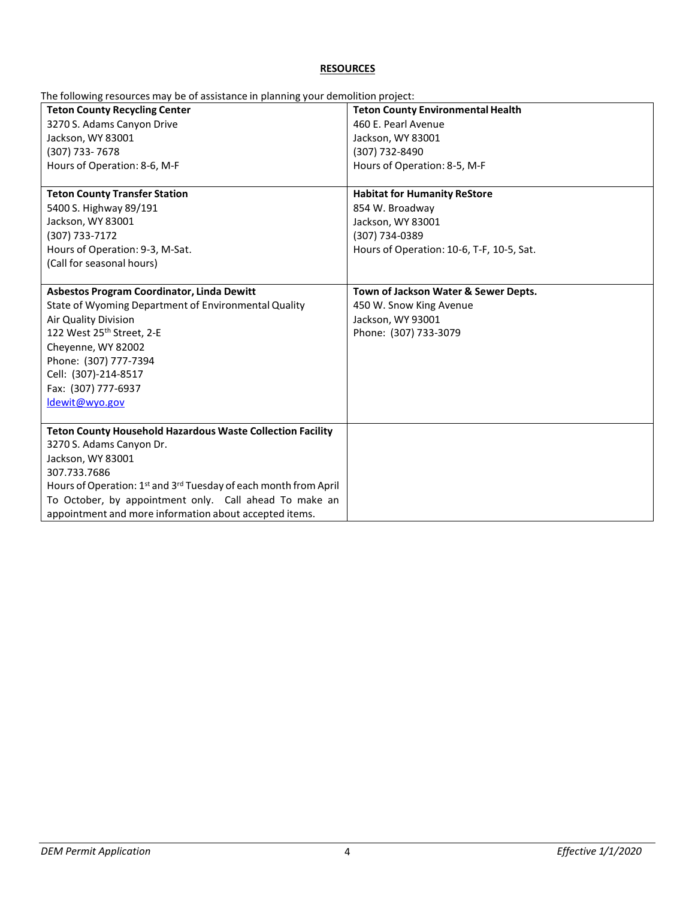**RESOURCES**

The following resources may be of assistance in planning your demolition project:

| | |
|---|---|
| **Teton County Recycling Center**<br>3270 S. Adams Canyon Drive<br>Jackson, WY 83001<br>(307) 733- 7678<br>Hours of Operation: 8-6, M-F | **Teton County Environmental Health**<br>460 E. Pearl Avenue<br>Jackson, WY 83001<br>(307) 732-8490<br>Hours of Operation: 8-5, M-F |
| **Teton County Transfer Station**<br>5400 S. Highway 89/191<br>Jackson, WY 83001<br>(307) 733-7172<br>Hours of Operation: 9-3, M-Sat.<br>(Call for seasonal hours) | **Habitat for Humanity ReStore**<br>854 W. Broadway<br>Jackson, WY 83001<br>(307) 734-0389<br>Hours of Operation: 10-6, T-F, 10-5, Sat. |
| **Asbestos Program Coordinator, Linda Dewitt**<br>State of Wyoming Department of Environmental Quality<br>Air Quality Division<br>122 West 25th Street, 2-E<br>Cheyenne, WY 82002<br>Phone: (307) 777-7394<br>Cell: (307)-214-8517<br>Fax: (307) 777-6937<br>ldewit@wyo.gov | **Town of Jackson Water & Sewer Depts.**<br>450 W. Snow King Avenue<br>Jackson, WY 93001<br>Phone: (307) 733-3079 |
| **Teton County Household Hazardous Waste Collection Facility**<br>3270 S. Adams Canyon Dr.<br>Jackson, WY 83001<br>307.733.7686<br>Hours of Operation: 1st and 3rd Tuesday of each month from April To October, by appointment only. Call ahead To make an appointment and more information about accepted items. | |